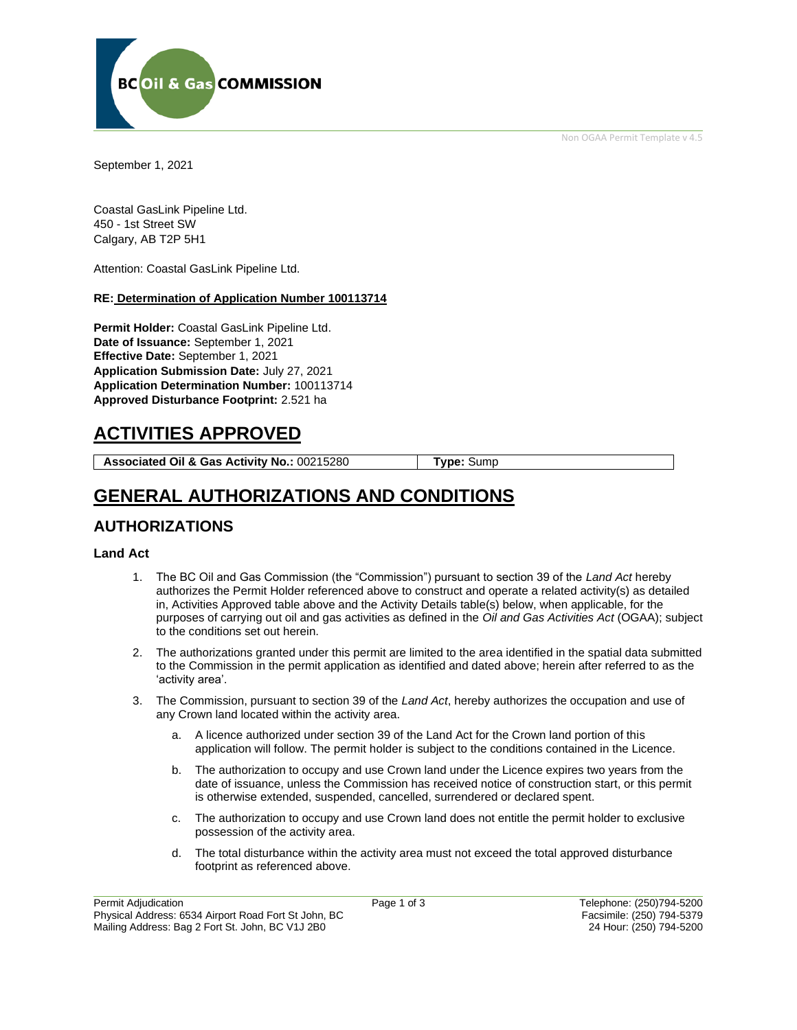BC Oil & Gas COMMISSION

Non OGAA Permit Template v 4.5

September 1, 2021

Coastal GasLink Pipeline Ltd.
450 - 1st Street SW
Calgary, AB T2P 5H1

Attention: Coastal GasLink Pipeline Ltd.

**RE: Determination of Application Number 100113714**

**Permit Holder:** Coastal GasLink Pipeline Ltd.
**Date of Issuance:** September 1, 2021
**Effective Date:** September 1, 2021
**Application Submission Date:** July 27, 2021
**Application Determination Number:** 100113714
**Approved Disturbance Footprint:** 2.521 ha

# ACTIVITIES APPROVED

| **Associated Oil & Gas Activity No.:** 00215280 | **Type:** Sump |
|---|---|

# GENERAL AUTHORIZATIONS AND CONDITIONS

## AUTHORIZATIONS

### Land Act

1. The BC Oil and Gas Commission (the "Commission") pursuant to section 39 of the *Land Act* hereby authorizes the Permit Holder referenced above to construct and operate a related activity(s) as detailed in, Activities Approved table above and the Activity Details table(s) below, when applicable, for the purposes of carrying out oil and gas activities as defined in the *Oil and Gas Activities Act* (OGAA); subject to the conditions set out herein.

2. The authorizations granted under this permit are limited to the area identified in the spatial data submitted to the Commission in the permit application as identified and dated above; herein after referred to as the 'activity area'.

3. The Commission, pursuant to section 39 of the *Land Act*, hereby authorizes the occupation and use of any Crown land located within the activity area.

    a. A licence authorized under section 39 of the Land Act for the Crown land portion of this application will follow. The permit holder is subject to the conditions contained in the Licence.

    b. The authorization to occupy and use Crown land under the Licence expires two years from the date of issuance, unless the Commission has received notice of construction start, or this permit is otherwise extended, suspended, cancelled, surrendered or declared spent.

    c. The authorization to occupy and use Crown land does not entitle the permit holder to exclusive possession of the activity area.

    d. The total disturbance within the activity area must not exceed the total approved disturbance footprint as referenced above.

Permit Adjudication
Physical Address: 6534 Airport Road Fort St John, BC
Mailing Address: Bag 2 Fort St. John, BC V1J 2B0

Telephone: (250)794-5200
Facsimile: (250) 794-5379
24 Hour: (250) 794-5200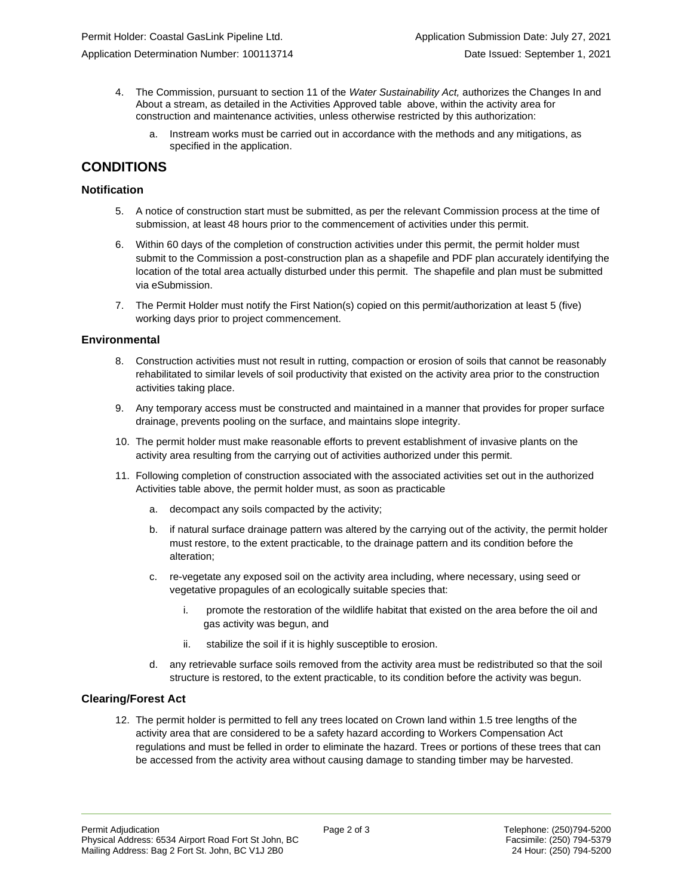4. The Commission, pursuant to section 11 of the *Water Sustainability Act,* authorizes the Changes In and About a stream, as detailed in the Activities Approved table above, within the activity area for construction and maintenance activities, unless otherwise restricted by this authorization:

   a. Instream works must be carried out in accordance with the methods and any mitigations, as specified in the application.

# CONDITIONS

### Notification

5. A notice of construction start must be submitted, as per the relevant Commission process at the time of submission, at least 48 hours prior to the commencement of activities under this permit.

6. Within 60 days of the completion of construction activities under this permit, the permit holder must submit to the Commission a post-construction plan as a shapefile and PDF plan accurately identifying the location of the total area actually disturbed under this permit. The shapefile and plan must be submitted via eSubmission.

7. The Permit Holder must notify the First Nation(s) copied on this permit/authorization at least 5 (five) working days prior to project commencement.

### Environmental

8. Construction activities must not result in rutting, compaction or erosion of soils that cannot be reasonably rehabilitated to similar levels of soil productivity that existed on the activity area prior to the construction activities taking place.

9. Any temporary access must be constructed and maintained in a manner that provides for proper surface drainage, prevents pooling on the surface, and maintains slope integrity.

10. The permit holder must make reasonable efforts to prevent establishment of invasive plants on the activity area resulting from the carrying out of activities authorized under this permit.

11. Following completion of construction associated with the associated activities set out in the authorized Activities table above, the permit holder must, as soon as practicable

    a. decompact any soils compacted by the activity;

    b. if natural surface drainage pattern was altered by the carrying out of the activity, the permit holder must restore, to the extent practicable, to the drainage pattern and its condition before the alteration;

    c. re-vegetate any exposed soil on the activity area including, where necessary, using seed or vegetative propagules of an ecologically suitable species that:

       i. promote the restoration of the wildlife habitat that existed on the area before the oil and gas activity was begun, and

       ii. stabilize the soil if it is highly susceptible to erosion.

    d. any retrievable surface soils removed from the activity area must be redistributed so that the soil structure is restored, to the extent practicable, to its condition before the activity was begun.

### Clearing/Forest Act

12. The permit holder is permitted to fell any trees located on Crown land within 1.5 tree lengths of the activity area that are considered to be a safety hazard according to Workers Compensation Act regulations and must be felled in order to eliminate the hazard. Trees or portions of these trees that can be accessed from the activity area without causing damage to standing timber may be harvested.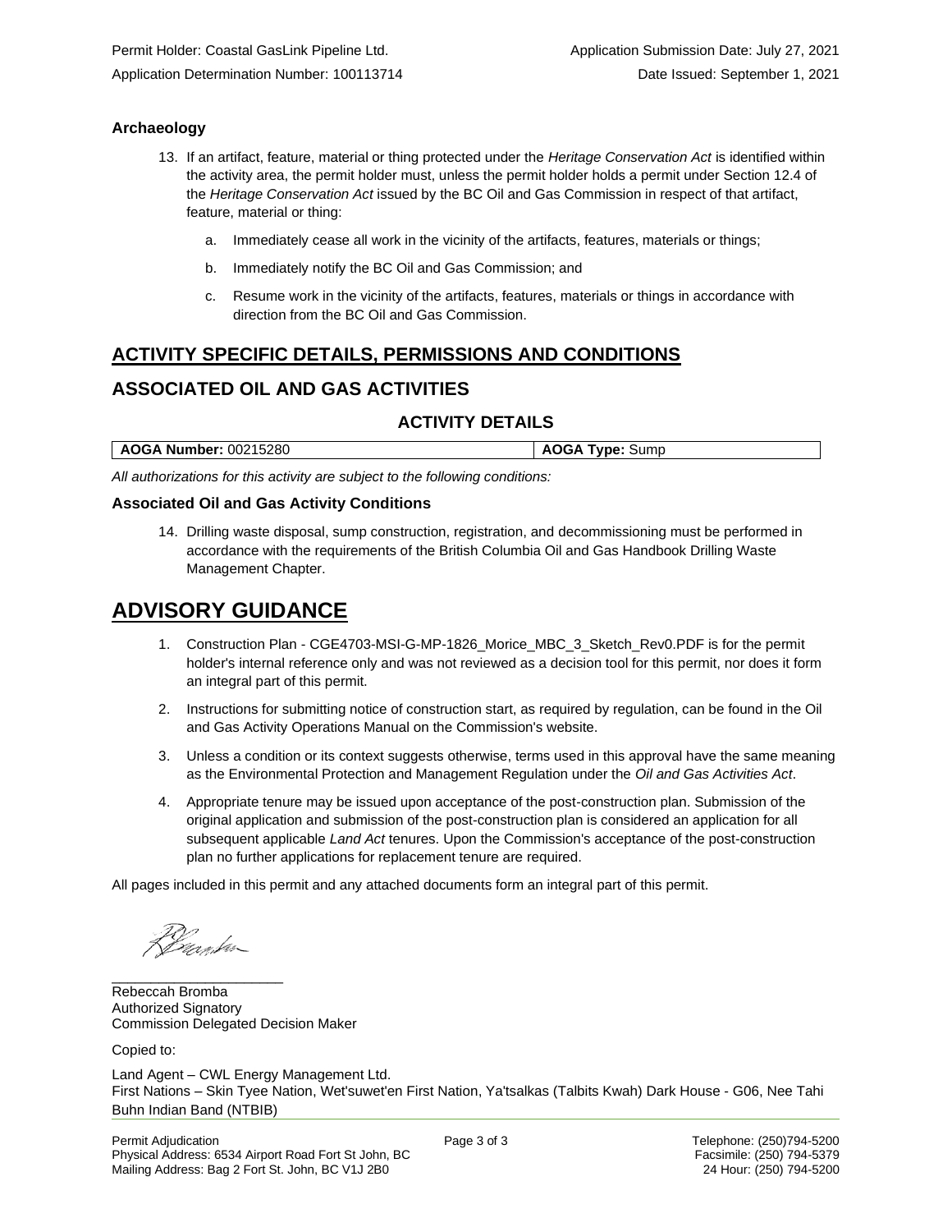### Archaeology

13. If an artifact, feature, material or thing protected under the *Heritage Conservation Act* is identified within the activity area, the permit holder must, unless the permit holder holds a permit under Section 12.4 of the *Heritage Conservation Act* issued by the BC Oil and Gas Commission in respect of that artifact, feature, material or thing:

    a. Immediately cease all work in the vicinity of the artifacts, features, materials or things;

    b. Immediately notify the BC Oil and Gas Commission; and

    c. Resume work in the vicinity of the artifacts, features, materials or things in accordance with direction from the BC Oil and Gas Commission.

## ACTIVITY SPECIFIC DETAILS, PERMISSIONS AND CONDITIONS

## ASSOCIATED OIL AND GAS ACTIVITIES

### ACTIVITY DETAILS

| | |
|---|---|
| **AOGA Number:** 00215280 | **AOGA Type:** Sump |

*All authorizations for this activity are subject to the following conditions:*

### Associated Oil and Gas Activity Conditions

14. Drilling waste disposal, sump construction, registration, and decommissioning must be performed in accordance with the requirements of the British Columbia Oil and Gas Handbook Drilling Waste Management Chapter.

# ADVISORY GUIDANCE

1. Construction Plan - CGE4703-MSI-G-MP-1826_Morice_MBC_3_Sketch_Rev0.PDF is for the permit holder's internal reference only and was not reviewed as a decision tool for this permit, nor does it form an integral part of this permit.
2. Instructions for submitting notice of construction start, as required by regulation, can be found in the Oil and Gas Activity Operations Manual on the Commission's website.
3. Unless a condition or its context suggests otherwise, terms used in this approval have the same meaning as the Environmental Protection and Management Regulation under the *Oil and Gas Activities Act*.
4. Appropriate tenure may be issued upon acceptance of the post-construction plan. Submission of the original application and submission of the post-construction plan is considered an application for all subsequent applicable *Land Act* tenures. Upon the Commission's acceptance of the post-construction plan no further applications for replacement tenure are required.

All pages included in this permit and any attached documents form an integral part of this permit.

______________________
Rebeccah Bromba
Authorized Signatory
Commission Delegated Decision Maker

Copied to:

Land Agent – CWL Energy Management Ltd.
First Nations – Skin Tyee Nation, Wet'suwet'en First Nation, Ya'tsalkas (Talbits Kwah) Dark House - G06, Nee Tahi Buhn Indian Band (NTBIB)